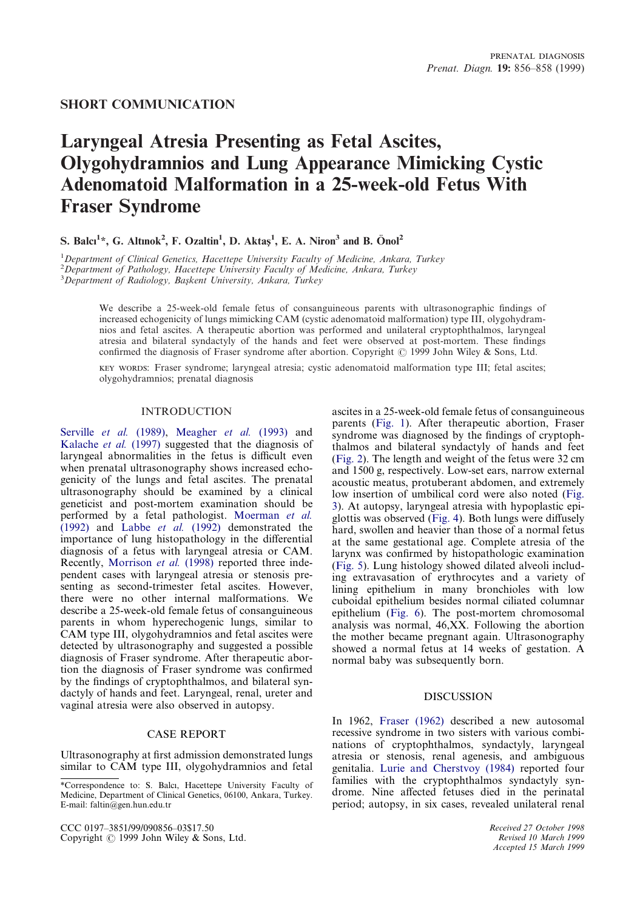SHORT COMMUNICATION

# Laryngeal Atresia Presenting as Fetal Ascites, Olygohydramnios and Lung Appearance Mimicking Cystic Adenomatoid Malformation in a 25-week-old Fetus With Fraser Syndrome

S. Balcı[1]*, G. Altınok[2], F. Ozaltin[1], D. Aktaş[1], E. A. Niron[3] and B. Önol[2]

[1]Department of Clinical Genetics, Hacettepe University Faculty of Medicine, Ankara, Turkey
[2]Department of Pathology, Hacettepe University Faculty of Medicine, Ankara, Turkey
[3]Department of Radiology, Başkent University, Ankara, Turkey

We describe a 25-week-old female fetus of consanguineous parents with ultrasonographic findings of increased echogenicity of lungs mimicking CAM (cystic adenomatoid malformation) type III, olygohydramnios and fetal ascites. A therapeutic abortion was performed and unilateral cryptophthalmos, laryngeal atresia and bilateral syndactyly of the hands and feet were observed at post-mortem. These findings confirmed the diagnosis of Fraser syndrome after abortion. Copyright © 1999 John Wiley & Sons, Ltd.

KEY WORDS: Fraser syndrome; laryngeal atresia; cystic adenomatoid malformation type III; fetal ascites; olygohydramnios; prenatal diagnosis

## INTRODUCTION

Serville *et al.* (1989), Meagher *et al.* (1993) and Kalache *et al.* (1997) suggested that the diagnosis of laryngeal abnormalities in the fetus is difficult even when prenatal ultrasonography shows increased echogenicity of the lungs and fetal ascites. The prenatal ultrasonography should be examined by a clinical geneticist and post-mortem examination should be performed by a fetal pathologist. Moerman *et al.* (1992) and Labbe *et al.* (1992) demonstrated the importance of lung histopathology in the differential diagnosis of a fetus with laryngeal atresia or CAM. Recently, Morrison *et al.* (1998) reported three independent cases with laryngeal atresia or stenosis presenting as second-trimester fetal ascites. However, there were no other internal malformations. We describe a 25-week-old female fetus of consanguineous parents in whom hyperechogenic lungs, similar to CAM type III, olygohydramnios and fetal ascites were detected by ultrasonography and suggested a possible diagnosis of Fraser syndrome. After therapeutic abortion the diagnosis of Fraser syndrome was confirmed by the findings of cryptophthalmos, and bilateral syndactyly of hands and feet. Laryngeal, renal, ureter and vaginal atresia were also observed in autopsy.

## CASE REPORT

Ultrasonography at first admission demonstrated lungs similar to CAM type III, olygohydramnios and fetal ascites in a 25-week-old female fetus of consanguineous parents (Fig. 1). After therapeutic abortion, Fraser syndrome was diagnosed by the findings of cryptophthalmos and bilateral syndactyly of hands and feet (Fig. 2). The length and weight of the fetus were 32 cm and 1500 g, respectively. Low-set ears, narrow external acoustic meatus, protuberant abdomen, and extremely low insertion of umbilical cord were also noted (Fig. 3). At autopsy, laryngeal atresia with hypoplastic epiglottis was observed (Fig. 4). Both lungs were diffusely hard, swollen and heavier than those of a normal fetus at the same gestational age. Complete atresia of the larynx was confirmed by histopathologic examination (Fig. 5). Lung histology showed dilated alveoli including extravasation of erythrocytes and a variety of lining epithelium in many bronchioles with low cuboidal epithelium besides normal ciliated columnar epithelium (Fig. 6). The post-mortem chromosomal analysis was normal, 46,XX. Following the abortion the mother became pregnant again. Ultrasonography showed a normal fetus at 14 weeks of gestation. A normal baby was subsequently born.

## DISCUSSION

In 1962, Fraser (1962) described a new autosomal recessive syndrome in two sisters with various combinations of cryptophthalmos, syndactyly, laryngeal atresia or stenosis, renal agenesis, and ambiguous genitalia. Lurie and Cherstvoy (1984) reported four families with the cryptophthalmos syndactyly syndrome. Nine affected fetuses died in the perinatal period; autopsy, in six cases, revealed unilateral renal

*Correspondence to: S. Balcı, Hacettepe University Faculty of Medicine, Department of Clinical Genetics, 06100, Ankara, Turkey. E-mail: faltin@gen.hun.edu.tr

CCC 0197–3851/99/090856–03$17.50
Copyright © 1999 John Wiley & Sons, Ltd.

Received 27 October 1998
Revised 10 March 1999
Accepted 15 March 1999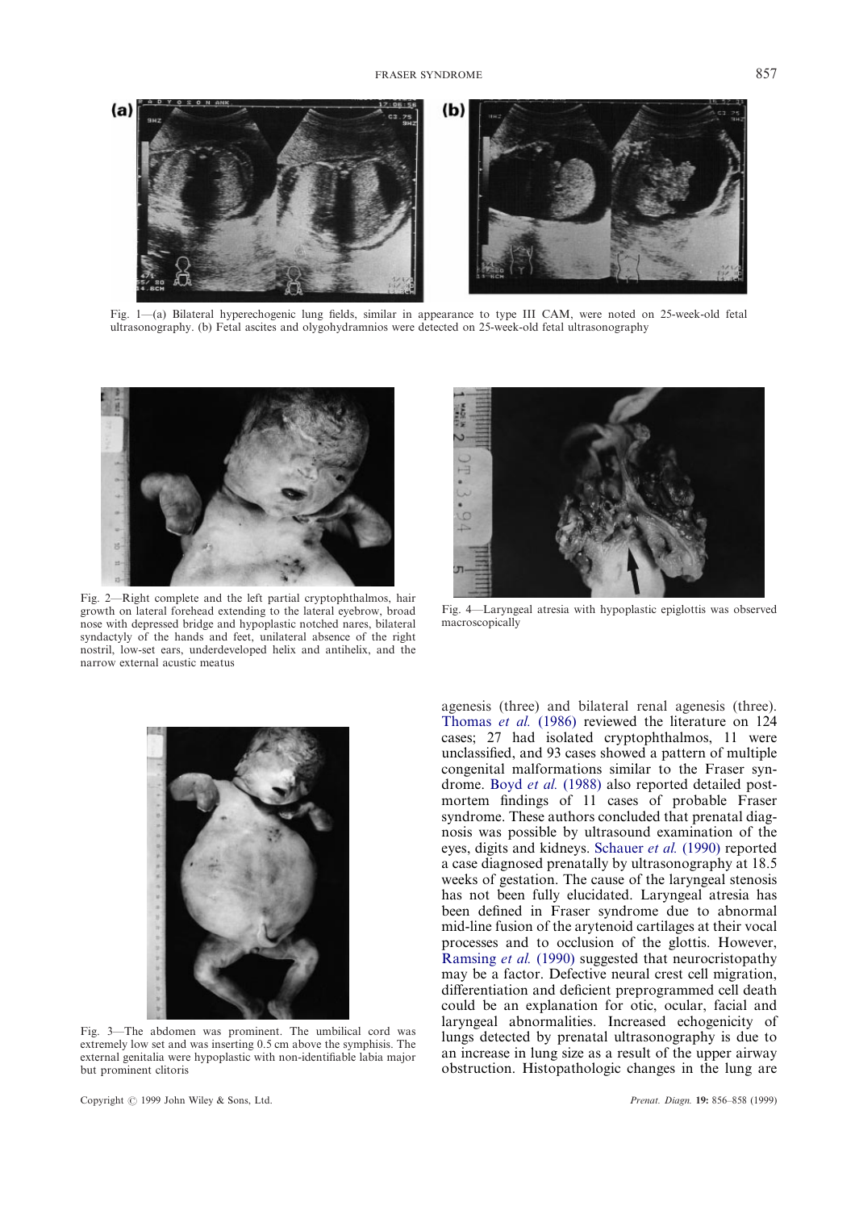Fig. 1—(a) Bilateral hyperechogenic lung fields, similar in appearance to type III CAM, were noted on 25-week-old fetal ultrasonography. (b) Fetal ascites and olygohydramnios were detected on 25-week-old fetal ultrasonography

Fig. 2—Right complete and the left partial cryptophthalmos, hair growth on lateral forehead extending to the lateral eyebrow, broad nose with depressed bridge and hypoplastic notched nares, bilateral syndactyly of the hands and feet, unilateral absence of the right nostril, low-set ears, underdeveloped helix and antihelix, and the narrow external acustic meatus

Fig. 4—Laryngeal atresia with hypoplastic epiglottis was observed macroscopically

Fig. 3—The abdomen was prominent. The umbilical cord was extremely low set and was inserting 0.5 cm above the symphisis. The external genitalia were hypoplastic with non-identifiable labia major but prominent clitoris

agenesis (three) and bilateral renal agenesis (three). Thomas *et al.* (1986) reviewed the literature on 124 cases; 27 had isolated cryptophthalmos, 11 were unclassified, and 93 cases showed a pattern of multiple congenital malformations similar to the Fraser syndrome. Boyd *et al.* (1988) also reported detailed post-mortem findings of 11 cases of probable Fraser syndrome. These authors concluded that prenatal diagnosis was possible by ultrasound examination of the eyes, digits and kidneys. Schauer *et al.* (1990) reported a case diagnosed prenatally by ultrasonography at 18.5 weeks of gestation. The cause of the laryngeal stenosis has not been fully elucidated. Laryngeal atresia has been defined in Fraser syndrome due to abnormal mid-line fusion of the arytenoid cartilages at their vocal processes and to occlusion of the glottis. However, Ramsing *et al.* (1990) suggested that neurocristopathy may be a factor. Defective neural crest cell migration, differentiation and deficient preprogrammed cell death could be an explanation for otic, ocular, facial and laryngeal abnormalities. Increased echogenicity of lungs detected by prenatal ultrasonography is due to an increase in lung size as a result of the upper airway obstruction. Histopathologic changes in the lung are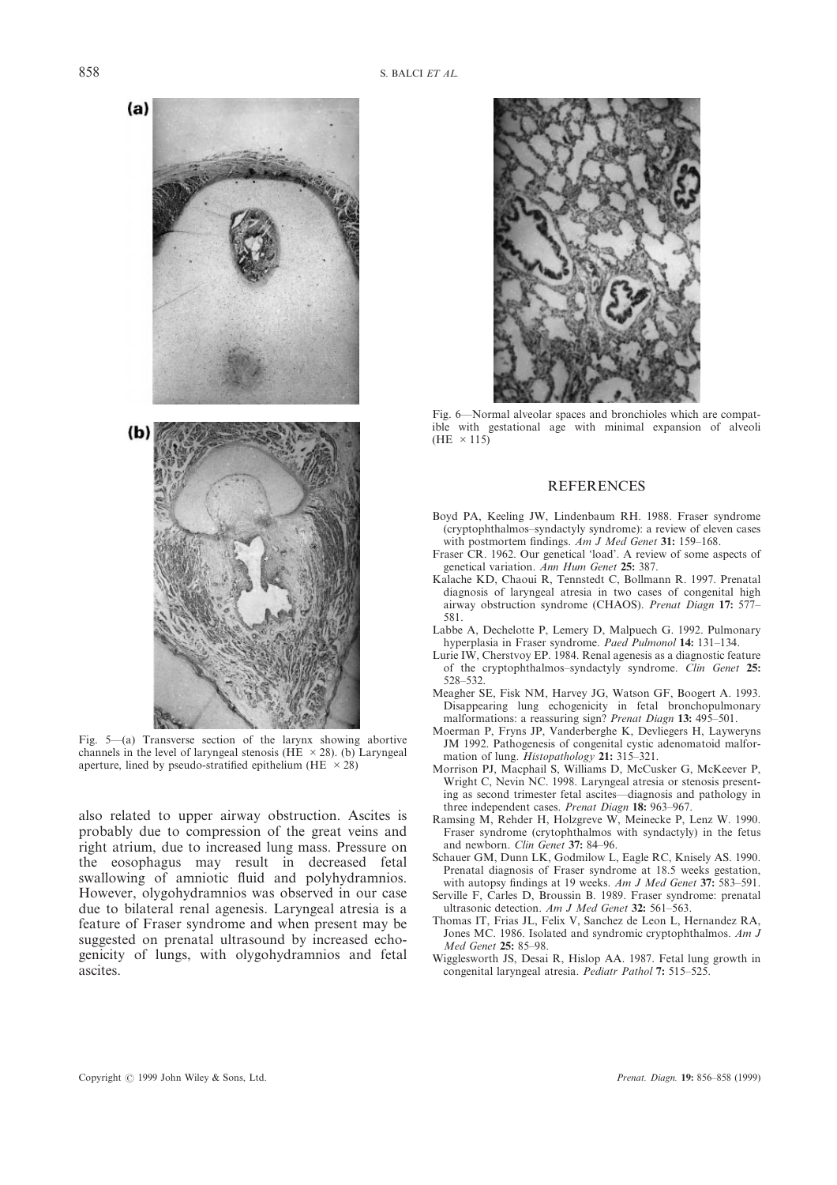Fig. 5—(a) Transverse section of the larynx showing abortive channels in the level of laryngeal stenosis (HE ×28). (b) Laryngeal aperture, lined by pseudo-stratified epithelium (HE ×28)

also related to upper airway obstruction. Ascites is probably due to compression of the great veins and right atrium, due to increased lung mass. Pressure on the eosophagus may result in decreased fetal swallowing of amniotic fluid and polyhydramnios. However, olygohydramnios was observed in our case due to bilateral renal agenesis. Laryngeal atresia is a feature of Fraser syndrome and when present may be suggested on prenatal ultrasound by increased echogenicity of lungs, with olygohydramnios and fetal ascites.

Fig. 6—Normal alveolar spaces and bronchioles which are compatible with gestational age with minimal expansion of alveoli (HE ×115)

## REFERENCES

Boyd PA, Keeling JW, Lindenbaum RH. 1988. Fraser syndrome (cryptophthalmos–syndactyly syndrome): a review of eleven cases with postmortem findings. *Am J Med Genet* **31:** 159–168.

Fraser CR. 1962. Our genetical 'load'. A review of some aspects of genetical variation. *Ann Hum Genet* **25:** 387.

Kalache KD, Chaoui R, Tennstedt C, Bollmann R. 1997. Prenatal diagnosis of laryngeal atresia in two cases of congenital high airway obstruction syndrome (CHAOS). *Prenat Diagn* **17:** 577–581.

Labbe A, Dechelotte P, Lemery D, Malpuech G. 1992. Pulmonary hyperplasia in Fraser syndrome. *Paed Pulmonol* **14:** 131–134.

Lurie IW, Cherstvoy EP. 1984. Renal agenesis as a diagnostic feature of the cryptophthalmos–syndactyly syndrome. *Clin Genet* **25:** 528–532.

Meagher SE, Fisk NM, Harvey JG, Watson GF, Boogert A. 1993. Disappearing lung echogenicity in fetal bronchopulmonary malformations: a reassuring sign? *Prenat Diagn* **13:** 495–501.

Moerman P, Fryns JP, Vanderberghe K, Devliegers H, Layweryns JM 1992. Pathogenesis of congenital cystic adenomatoid malformation of lung. *Histopathology* **21:** 315–321.

Morrison PJ, Macphail S, Williams D, McCusker G, McKeever P, Wright C, Nevin NC. 1998. Laryngeal atresia or stenosis presenting as second trimester fetal ascites—diagnosis and pathology in three independent cases. *Prenat Diagn* **18:** 963–967.

Ramsing M, Rehder H, Holzgreve W, Meinecke P, Lenz W. 1990. Fraser syndrome (crytophthalmos with syndactyly) in the fetus and newborn. *Clin Genet* **37:** 84–96.

Schauer GM, Dunn LK, Godmilow L, Eagle RC, Knisely AS. 1990. Prenatal diagnosis of Fraser syndrome at 18.5 weeks gestation, with autopsy findings at 19 weeks. *Am J Med Genet* **37:** 583–591.

Serville F, Carles D, Broussin B. 1989. Fraser syndrome: prenatal ultrasonic detection. *Am J Med Genet* **32:** 561–563.

Thomas IT, Frias JL, Felix V, Sanchez de Leon L, Hernandez RA, Jones MC. 1986. Isolated and syndromic cryptophthalmos. *Am J Med Genet* **25:** 85–98.

Wigglesworth JS, Desai R, Hislop AA. 1987. Fetal lung growth in congenital laryngeal atresia. *Pediatr Pathol* **7:** 515–525.